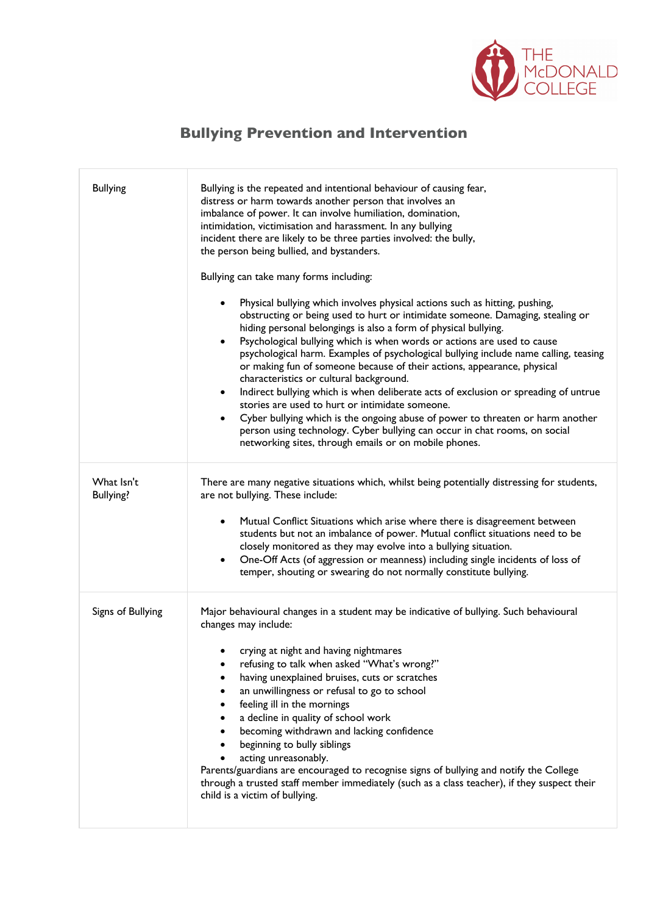# Bullying Prevention and Intervention

| | |
|---|---|
| Bullying | Bullying is the repeated and intentional behaviour of causing fear, distress or harm towards another person that involves an imbalance of power. It can involve humiliation, domination, intimidation, victimisation and harassment. In any bullying incident there are likely to be three parties involved: the bully, the person being bullied, and bystanders.<br><br>Bullying can take many forms including:<br><br>• Physical bullying which involves physical actions such as hitting, pushing, obstructing or being used to hurt or intimidate someone. Damaging, stealing or hiding personal belongings is also a form of physical bullying.<br>• Psychological bullying which is when words or actions are used to cause psychological harm. Examples of psychological bullying include name calling, teasing or making fun of someone because of their actions, appearance, physical characteristics or cultural background.<br>• Indirect bullying which is when deliberate acts of exclusion or spreading of untrue stories are used to hurt or intimidate someone.<br>• Cyber bullying which is the ongoing abuse of power to threaten or harm another person using technology. Cyber bullying can occur in chat rooms, on social networking sites, through emails or on mobile phones. |
| What Isn't Bullying? | There are many negative situations which, whilst being potentially distressing for students, are not bullying. These include:<br><br>• Mutual Conflict Situations which arise where there is disagreement between students but not an imbalance of power. Mutual conflict situations need to be closely monitored as they may evolve into a bullying situation.<br>• One-Off Acts (of aggression or meanness) including single incidents of loss of temper, shouting or swearing do not normally constitute bullying. |
| Signs of Bullying | Major behavioural changes in a student may be indicative of bullying. Such behavioural changes may include:<br><br>• crying at night and having nightmares<br>• refusing to talk when asked "What's wrong?"<br>• having unexplained bruises, cuts or scratches<br>• an unwillingness or refusal to go to school<br>• feeling ill in the mornings<br>• a decline in quality of school work<br>• becoming withdrawn and lacking confidence<br>• beginning to bully siblings<br>• acting unreasonably.<br><br>Parents/guardians are encouraged to recognise signs of bullying and notify the College through a trusted staff member immediately (such as a class teacher), if they suspect their child is a victim of bullying. |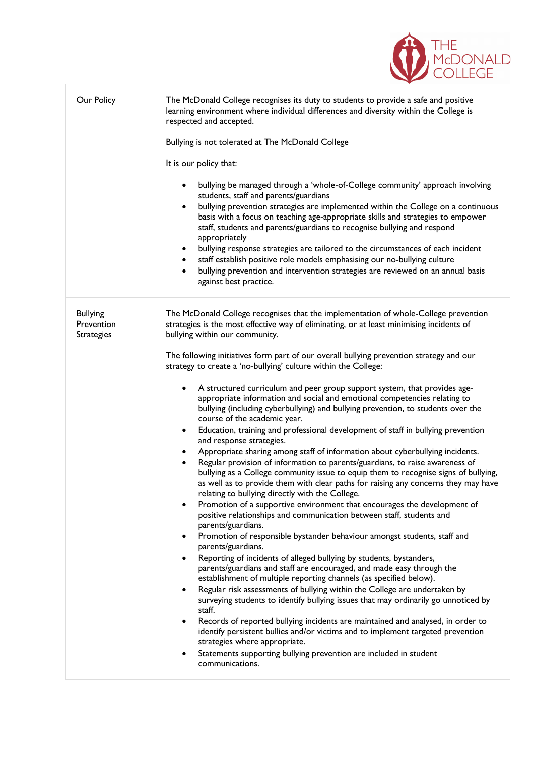| | |
|---|---|
| Our Policy | The McDonald College recognises its duty to students to provide a safe and positive learning environment where individual differences and diversity within the College is respected and accepted.<br><br>Bullying is not tolerated at The McDonald College<br><br>It is our policy that:<br><br>• bullying be managed through a 'whole-of-College community' approach involving students, staff and parents/guardians<br>• bullying prevention strategies are implemented within the College on a continuous basis with a focus on teaching age-appropriate skills and strategies to empower staff, students and parents/guardians to recognise bullying and respond appropriately<br>• bullying response strategies are tailored to the circumstances of each incident<br>• staff establish positive role models emphasising our no-bullying culture<br>• bullying prevention and intervention strategies are reviewed on an annual basis against best practice. |
| Bullying Prevention Strategies | The McDonald College recognises that the implementation of whole-College prevention strategies is the most effective way of eliminating, or at least minimising incidents of bullying within our community.<br><br>The following initiatives form part of our overall bullying prevention strategy and our strategy to create a 'no-bullying' culture within the College:<br><br>• A structured curriculum and peer group support system, that provides age-appropriate information and social and emotional competencies relating to bullying (including cyberbullying) and bullying prevention, to students over the course of the academic year.<br>• Education, training and professional development of staff in bullying prevention and response strategies.<br>• Appropriate sharing among staff of information about cyberbullying incidents.<br>• Regular provision of information to parents/guardians, to raise awareness of bullying as a College community issue to equip them to recognise signs of bullying, as well as to provide them with clear paths for raising any concerns they may have relating to bullying directly with the College.<br>• Promotion of a supportive environment that encourages the development of positive relationships and communication between staff, students and parents/guardians.<br>• Promotion of responsible bystander behaviour amongst students, staff and parents/guardians.<br>• Reporting of incidents of alleged bullying by students, bystanders, parents/guardians and staff are encouraged, and made easy through the establishment of multiple reporting channels (as specified below).<br>• Regular risk assessments of bullying within the College are undertaken by surveying students to identify bullying issues that may ordinarily go unnoticed by staff.<br>• Records of reported bullying incidents are maintained and analysed, in order to identify persistent bullies and/or victims and to implement targeted prevention strategies where appropriate.<br>• Statements supporting bullying prevention are included in student communications. |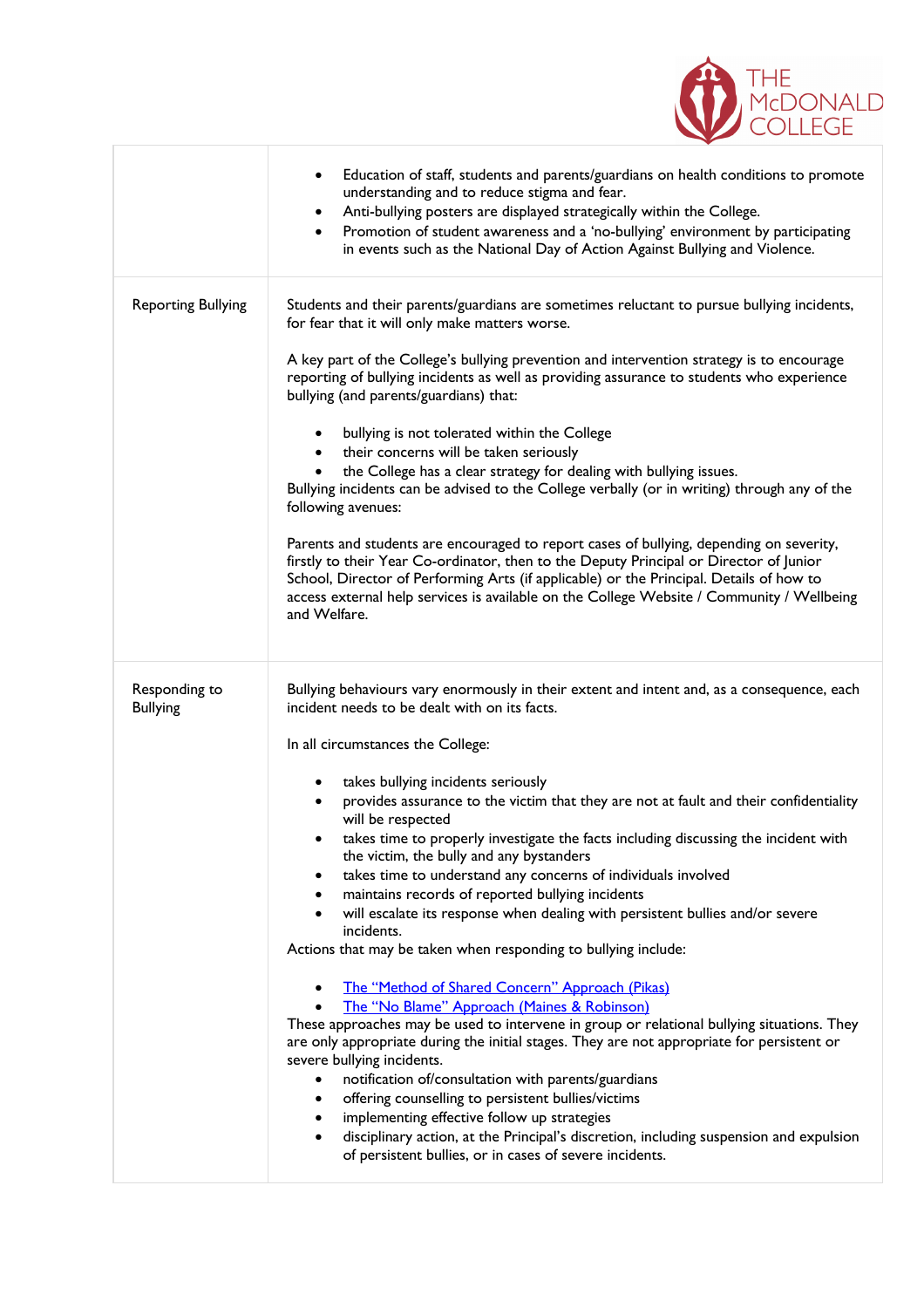| | |
|---|---|
| | • Education of staff, students and parents/guardians on health conditions to promote understanding and to reduce stigma and fear.<br>• Anti-bullying posters are displayed strategically within the College.<br>• Promotion of student awareness and a 'no-bullying' environment by participating in events such as the National Day of Action Against Bullying and Violence. |
| Reporting Bullying | Students and their parents/guardians are sometimes reluctant to pursue bullying incidents, for fear that it will only make matters worse.<br><br>A key part of the College's bullying prevention and intervention strategy is to encourage reporting of bullying incidents as well as providing assurance to students who experience bullying (and parents/guardians) that:<br><br>• bullying is not tolerated within the College<br>• their concerns will be taken seriously<br>• the College has a clear strategy for dealing with bullying issues.<br>Bullying incidents can be advised to the College verbally (or in writing) through any of the following avenues:<br><br>Parents and students are encouraged to report cases of bullying, depending on severity, firstly to their Year Co-ordinator, then to the Deputy Principal or Director of Junior School, Director of Performing Arts (if applicable) or the Principal. Details of how to access external help services is available on the College Website / Community / Wellbeing and Welfare. |
| Responding to Bullying | Bullying behaviours vary enormously in their extent and intent and, as a consequence, each incident needs to be dealt with on its facts.<br><br>In all circumstances the College:<br><br>• takes bullying incidents seriously<br>• provides assurance to the victim that they are not at fault and their confidentiality will be respected<br>• takes time to properly investigate the facts including discussing the incident with the victim, the bully and any bystanders<br>• takes time to understand any concerns of individuals involved<br>• maintains records of reported bullying incidents<br>• will escalate its response when dealing with persistent bullies and/or severe incidents.<br>Actions that may be taken when responding to bullying include:<br><br>• The "Method of Shared Concern" Approach (Pikas)<br>• The "No Blame" Approach (Maines & Robinson)<br>These approaches may be used to intervene in group or relational bullying situations. They are only appropriate during the initial stages. They are not appropriate for persistent or severe bullying incidents.<br>• notification of/consultation with parents/guardians<br>• offering counselling to persistent bullies/victims<br>• implementing effective follow up strategies<br>• disciplinary action, at the Principal's discretion, including suspension and expulsion of persistent bullies, or in cases of severe incidents. |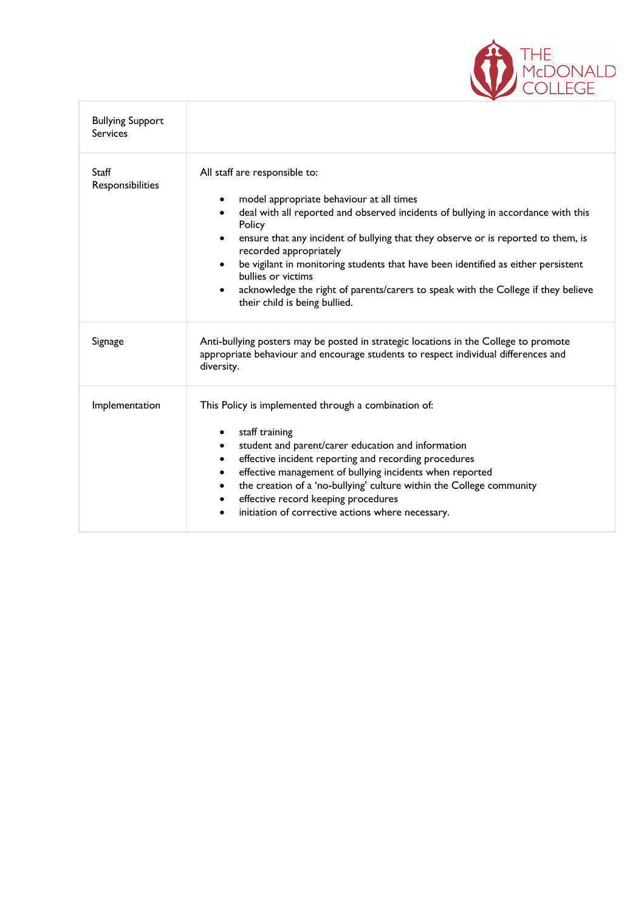| | |
|---|---|
| Bullying Support Services | |
| Staff Responsibilities | All staff are responsible to:<br><br>• model appropriate behaviour at all times<br>• deal with all reported and observed incidents of bullying in accordance with this Policy<br>• ensure that any incident of bullying that they observe or is reported to them, is recorded appropriately<br>• be vigilant in monitoring students that have been identified as either persistent bullies or victims<br>• acknowledge the right of parents/carers to speak with the College if they believe their child is being bullied. |
| Signage | Anti-bullying posters may be posted in strategic locations in the College to promote appropriate behaviour and encourage students to respect individual differences and diversity. |
| Implementation | This Policy is implemented through a combination of:<br><br>• staff training<br>• student and parent/carer education and information<br>• effective incident reporting and recording procedures<br>• effective management of bullying incidents when reported<br>• the creation of a 'no-bullying' culture within the College community<br>• effective record keeping procedures<br>• initiation of corrective actions where necessary. |